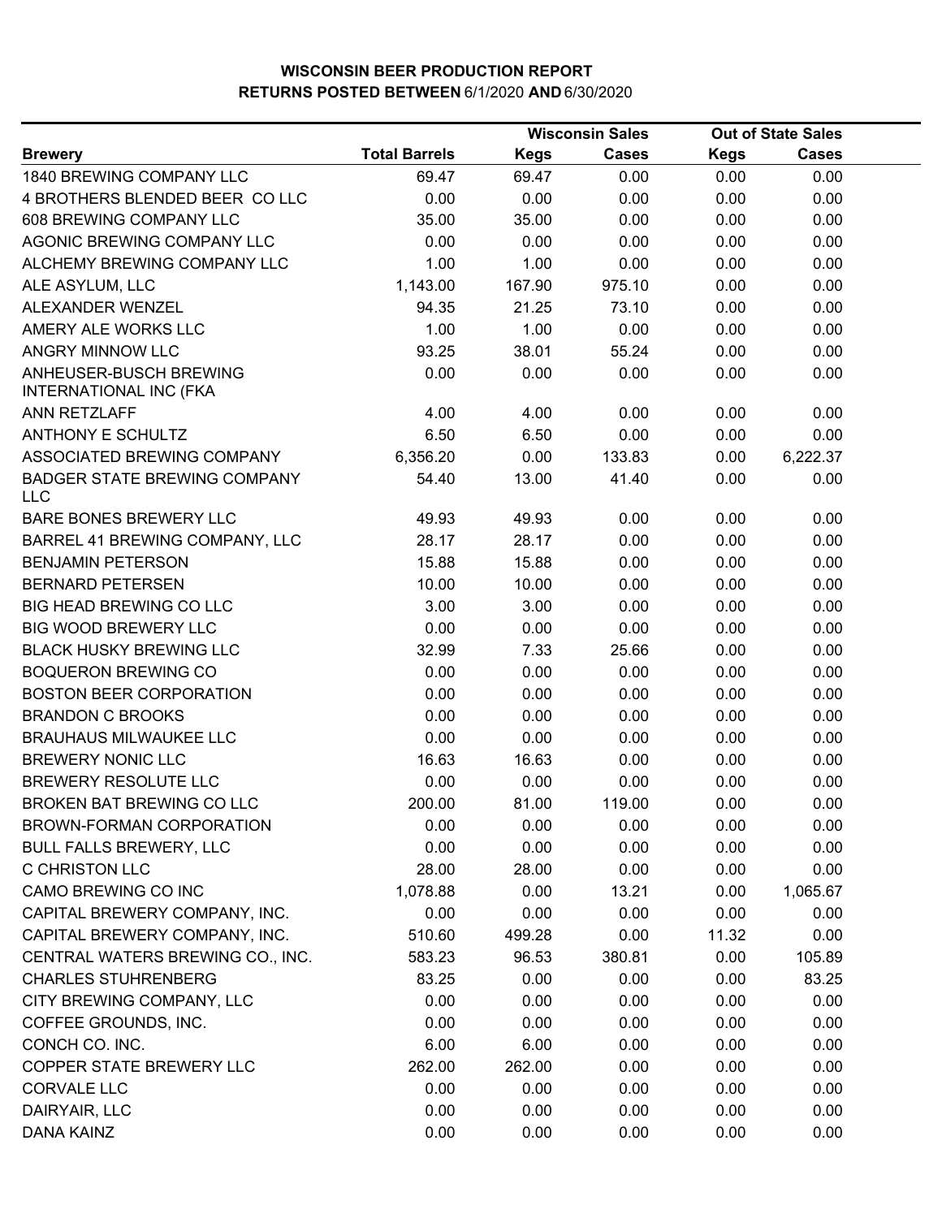# WISCONSIN BEER PRODUCTION REPORT

## RETURNS POSTED BETWEEN 6/1/2020 AND 6/30/2020

| | | Wisconsin Sales | | Out of State Sales | |
|---|---|---|---|---|---|
| Brewery | Total Barrels | Kegs | Cases | Kegs | Cases |
| 1840 BREWING COMPANY LLC | 69.47 | 69.47 | 0.00 | 0.00 | 0.00 |
| 4 BROTHERS BLENDED BEER CO LLC | 0.00 | 0.00 | 0.00 | 0.00 | 0.00 |
| 608 BREWING COMPANY LLC | 35.00 | 35.00 | 0.00 | 0.00 | 0.00 |
| AGONIC BREWING COMPANY LLC | 0.00 | 0.00 | 0.00 | 0.00 | 0.00 |
| ALCHEMY BREWING COMPANY LLC | 1.00 | 1.00 | 0.00 | 0.00 | 0.00 |
| ALE ASYLUM, LLC | 1,143.00 | 167.90 | 975.10 | 0.00 | 0.00 |
| ALEXANDER WENZEL | 94.35 | 21.25 | 73.10 | 0.00 | 0.00 |
| AMERY ALE WORKS LLC | 1.00 | 1.00 | 0.00 | 0.00 | 0.00 |
| ANGRY MINNOW LLC | 93.25 | 38.01 | 55.24 | 0.00 | 0.00 |
| ANHEUSER-BUSCH BREWING INTERNATIONAL INC (FKA | 0.00 | 0.00 | 0.00 | 0.00 | 0.00 |
| ANN RETZLAFF | 4.00 | 4.00 | 0.00 | 0.00 | 0.00 |
| ANTHONY E SCHULTZ | 6.50 | 6.50 | 0.00 | 0.00 | 0.00 |
| ASSOCIATED BREWING COMPANY | 6,356.20 | 0.00 | 133.83 | 0.00 | 6,222.37 |
| BADGER STATE BREWING COMPANY LLC | 54.40 | 13.00 | 41.40 | 0.00 | 0.00 |
| BARE BONES BREWERY LLC | 49.93 | 49.93 | 0.00 | 0.00 | 0.00 |
| BARREL 41 BREWING COMPANY, LLC | 28.17 | 28.17 | 0.00 | 0.00 | 0.00 |
| BENJAMIN PETERSON | 15.88 | 15.88 | 0.00 | 0.00 | 0.00 |
| BERNARD PETERSEN | 10.00 | 10.00 | 0.00 | 0.00 | 0.00 |
| BIG HEAD BREWING CO LLC | 3.00 | 3.00 | 0.00 | 0.00 | 0.00 |
| BIG WOOD BREWERY LLC | 0.00 | 0.00 | 0.00 | 0.00 | 0.00 |
| BLACK HUSKY BREWING LLC | 32.99 | 7.33 | 25.66 | 0.00 | 0.00 |
| BOQUERON BREWING CO | 0.00 | 0.00 | 0.00 | 0.00 | 0.00 |
| BOSTON BEER CORPORATION | 0.00 | 0.00 | 0.00 | 0.00 | 0.00 |
| BRANDON C BROOKS | 0.00 | 0.00 | 0.00 | 0.00 | 0.00 |
| BRAUHAUS MILWAUKEE LLC | 0.00 | 0.00 | 0.00 | 0.00 | 0.00 |
| BREWERY NONIC LLC | 16.63 | 16.63 | 0.00 | 0.00 | 0.00 |
| BREWERY RESOLUTE LLC | 0.00 | 0.00 | 0.00 | 0.00 | 0.00 |
| BROKEN BAT BREWING CO LLC | 200.00 | 81.00 | 119.00 | 0.00 | 0.00 |
| BROWN-FORMAN CORPORATION | 0.00 | 0.00 | 0.00 | 0.00 | 0.00 |
| BULL FALLS BREWERY, LLC | 0.00 | 0.00 | 0.00 | 0.00 | 0.00 |
| C CHRISTON LLC | 28.00 | 28.00 | 0.00 | 0.00 | 0.00 |
| CAMO BREWING CO INC | 1,078.88 | 0.00 | 13.21 | 0.00 | 1,065.67 |
| CAPITAL BREWERY COMPANY, INC. | 0.00 | 0.00 | 0.00 | 0.00 | 0.00 |
| CAPITAL BREWERY COMPANY, INC. | 510.60 | 499.28 | 0.00 | 11.32 | 0.00 |
| CENTRAL WATERS BREWING CO., INC. | 583.23 | 96.53 | 380.81 | 0.00 | 105.89 |
| CHARLES STUHRENBERG | 83.25 | 0.00 | 0.00 | 0.00 | 83.25 |
| CITY BREWING COMPANY, LLC | 0.00 | 0.00 | 0.00 | 0.00 | 0.00 |
| COFFEE GROUNDS, INC. | 0.00 | 0.00 | 0.00 | 0.00 | 0.00 |
| CONCH CO. INC. | 6.00 | 6.00 | 0.00 | 0.00 | 0.00 |
| COPPER STATE BREWERY LLC | 262.00 | 262.00 | 0.00 | 0.00 | 0.00 |
| CORVALE LLC | 0.00 | 0.00 | 0.00 | 0.00 | 0.00 |
| DAIRYAIR, LLC | 0.00 | 0.00 | 0.00 | 0.00 | 0.00 |
| DANA KAINZ | 0.00 | 0.00 | 0.00 | 0.00 | 0.00 |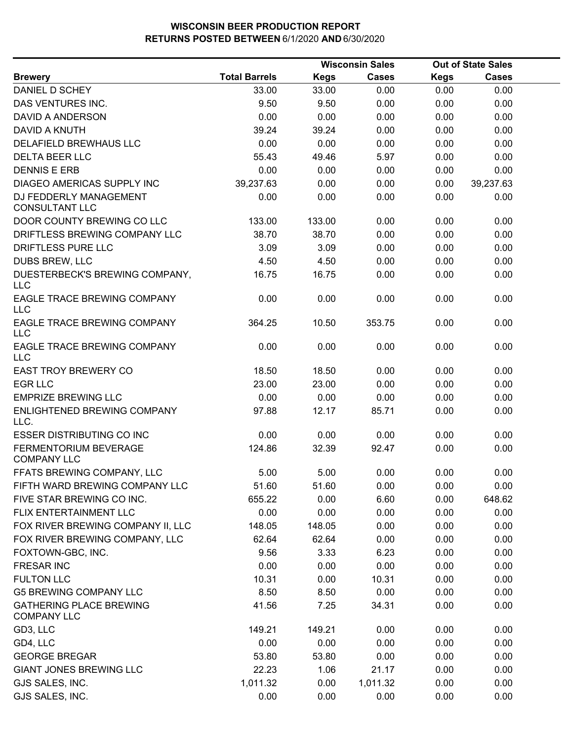# WISCONSIN BEER PRODUCTION REPORT
## RETURNS POSTED BETWEEN 6/1/2020 AND 6/30/2020

| | | Wisconsin Sales | | Out of State Sales | |
|---|---|---|---|---|---|
| Brewery | Total Barrels | Kegs | Cases | Kegs | Cases |
| DANIEL D SCHEY | 33.00 | 33.00 | 0.00 | 0.00 | 0.00 |
| DAS VENTURES INC. | 9.50 | 9.50 | 0.00 | 0.00 | 0.00 |
| DAVID A ANDERSON | 0.00 | 0.00 | 0.00 | 0.00 | 0.00 |
| DAVID A KNUTH | 39.24 | 39.24 | 0.00 | 0.00 | 0.00 |
| DELAFIELD BREWHAUS LLC | 0.00 | 0.00 | 0.00 | 0.00 | 0.00 |
| DELTA BEER LLC | 55.43 | 49.46 | 5.97 | 0.00 | 0.00 |
| DENNIS E ERB | 0.00 | 0.00 | 0.00 | 0.00 | 0.00 |
| DIAGEO AMERICAS SUPPLY INC | 39,237.63 | 0.00 | 0.00 | 0.00 | 39,237.63 |
| DJ FEDDERLY MANAGEMENT CONSULTANT LLC | 0.00 | 0.00 | 0.00 | 0.00 | 0.00 |
| DOOR COUNTY BREWING CO LLC | 133.00 | 133.00 | 0.00 | 0.00 | 0.00 |
| DRIFTLESS BREWING COMPANY LLC | 38.70 | 38.70 | 0.00 | 0.00 | 0.00 |
| DRIFTLESS PURE LLC | 3.09 | 3.09 | 0.00 | 0.00 | 0.00 |
| DUBS BREW, LLC | 4.50 | 4.50 | 0.00 | 0.00 | 0.00 |
| DUESTERBECK'S BREWING COMPANY, LLC | 16.75 | 16.75 | 0.00 | 0.00 | 0.00 |
| EAGLE TRACE BREWING COMPANY LLC | 0.00 | 0.00 | 0.00 | 0.00 | 0.00 |
| EAGLE TRACE BREWING COMPANY LLC | 364.25 | 10.50 | 353.75 | 0.00 | 0.00 |
| EAGLE TRACE BREWING COMPANY LLC | 0.00 | 0.00 | 0.00 | 0.00 | 0.00 |
| EAST TROY BREWERY CO | 18.50 | 18.50 | 0.00 | 0.00 | 0.00 |
| EGR LLC | 23.00 | 23.00 | 0.00 | 0.00 | 0.00 |
| EMPRIZE BREWING LLC | 0.00 | 0.00 | 0.00 | 0.00 | 0.00 |
| ENLIGHTENED BREWING COMPANY LLC. | 97.88 | 12.17 | 85.71 | 0.00 | 0.00 |
| ESSER DISTRIBUTING CO INC | 0.00 | 0.00 | 0.00 | 0.00 | 0.00 |
| FERMENTORIUM BEVERAGE COMPANY LLC | 124.86 | 32.39 | 92.47 | 0.00 | 0.00 |
| FFATS BREWING COMPANY, LLC | 5.00 | 5.00 | 0.00 | 0.00 | 0.00 |
| FIFTH WARD BREWING COMPANY LLC | 51.60 | 51.60 | 0.00 | 0.00 | 0.00 |
| FIVE STAR BREWING CO INC. | 655.22 | 0.00 | 6.60 | 0.00 | 648.62 |
| FLIX ENTERTAINMENT LLC | 0.00 | 0.00 | 0.00 | 0.00 | 0.00 |
| FOX RIVER BREWING COMPANY II, LLC | 148.05 | 148.05 | 0.00 | 0.00 | 0.00 |
| FOX RIVER BREWING COMPANY, LLC | 62.64 | 62.64 | 0.00 | 0.00 | 0.00 |
| FOXTOWN-GBC, INC. | 9.56 | 3.33 | 6.23 | 0.00 | 0.00 |
| FRESAR INC | 0.00 | 0.00 | 0.00 | 0.00 | 0.00 |
| FULTON LLC | 10.31 | 0.00 | 10.31 | 0.00 | 0.00 |
| G5 BREWING COMPANY LLC | 8.50 | 8.50 | 0.00 | 0.00 | 0.00 |
| GATHERING PLACE BREWING COMPANY LLC | 41.56 | 7.25 | 34.31 | 0.00 | 0.00 |
| GD3, LLC | 149.21 | 149.21 | 0.00 | 0.00 | 0.00 |
| GD4, LLC | 0.00 | 0.00 | 0.00 | 0.00 | 0.00 |
| GEORGE BREGAR | 53.80 | 53.80 | 0.00 | 0.00 | 0.00 |
| GIANT JONES BREWING LLC | 22.23 | 1.06 | 21.17 | 0.00 | 0.00 |
| GJS SALES, INC. | 1,011.32 | 0.00 | 1,011.32 | 0.00 | 0.00 |
| GJS SALES, INC. | 0.00 | 0.00 | 0.00 | 0.00 | 0.00 |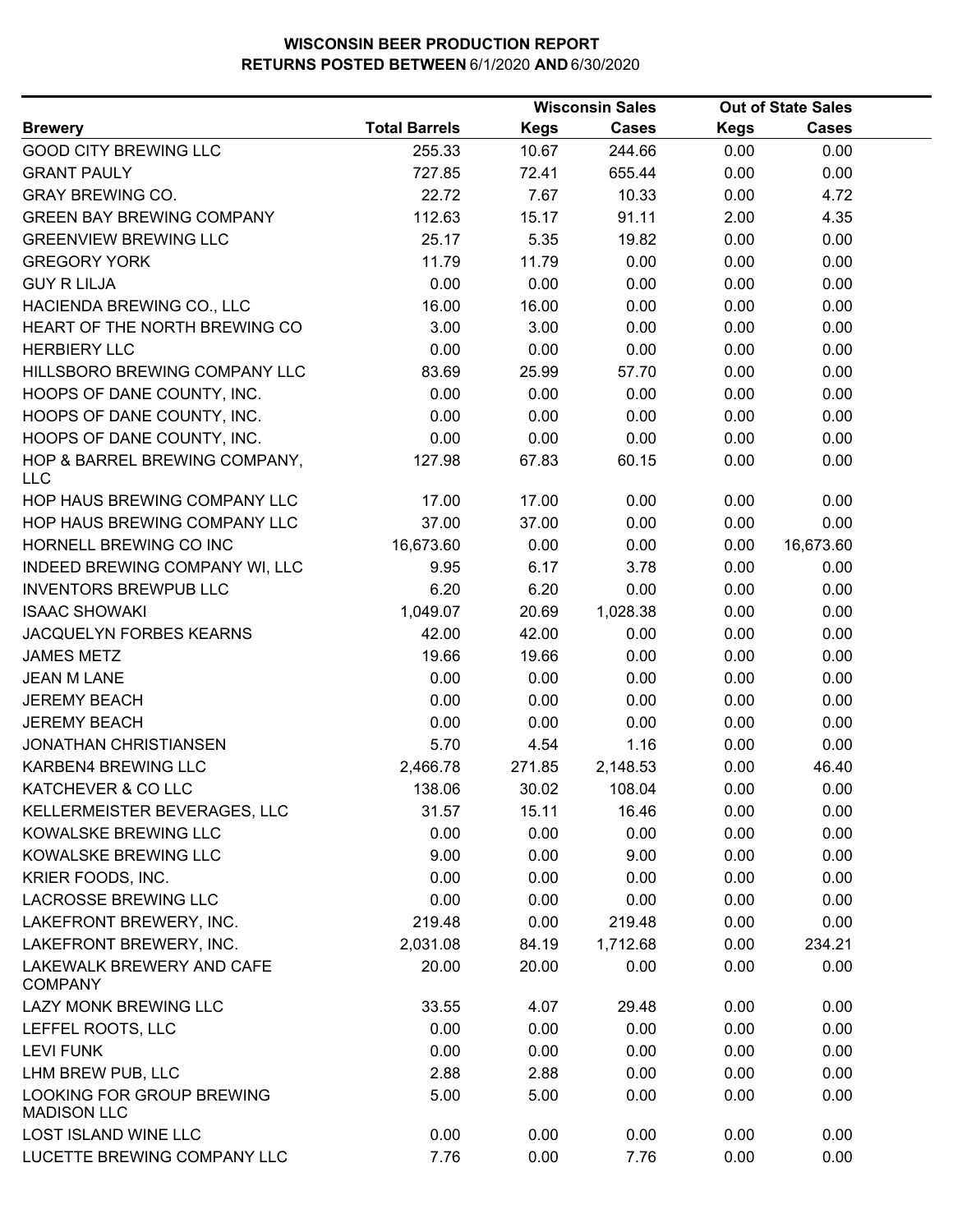**WISCONSIN BEER PRODUCTION REPORT**
**RETURNS POSTED BETWEEN 6/1/2020 AND 6/30/2020**

| | | Wisconsin Sales | | Out of State Sales | |
|---|---|---|---|---|---|
| **Brewery** | **Total Barrels** | **Kegs** | **Cases** | **Kegs** | **Cases** |
| GOOD CITY BREWING LLC | 255.33 | 10.67 | 244.66 | 0.00 | 0.00 |
| GRANT PAULY | 727.85 | 72.41 | 655.44 | 0.00 | 0.00 |
| GRAY BREWING CO. | 22.72 | 7.67 | 10.33 | 0.00 | 4.72 |
| GREEN BAY BREWING COMPANY | 112.63 | 15.17 | 91.11 | 2.00 | 4.35 |
| GREENVIEW BREWING LLC | 25.17 | 5.35 | 19.82 | 0.00 | 0.00 |
| GREGORY YORK | 11.79 | 11.79 | 0.00 | 0.00 | 0.00 |
| GUY R LILJA | 0.00 | 0.00 | 0.00 | 0.00 | 0.00 |
| HACIENDA BREWING CO., LLC | 16.00 | 16.00 | 0.00 | 0.00 | 0.00 |
| HEART OF THE NORTH BREWING CO | 3.00 | 3.00 | 0.00 | 0.00 | 0.00 |
| HERBIERY LLC | 0.00 | 0.00 | 0.00 | 0.00 | 0.00 |
| HILLSBORO BREWING COMPANY LLC | 83.69 | 25.99 | 57.70 | 0.00 | 0.00 |
| HOOPS OF DANE COUNTY, INC. | 0.00 | 0.00 | 0.00 | 0.00 | 0.00 |
| HOOPS OF DANE COUNTY, INC. | 0.00 | 0.00 | 0.00 | 0.00 | 0.00 |
| HOOPS OF DANE COUNTY, INC. | 0.00 | 0.00 | 0.00 | 0.00 | 0.00 |
| HOP & BARREL BREWING COMPANY, LLC | 127.98 | 67.83 | 60.15 | 0.00 | 0.00 |
| HOP HAUS BREWING COMPANY LLC | 17.00 | 17.00 | 0.00 | 0.00 | 0.00 |
| HOP HAUS BREWING COMPANY LLC | 37.00 | 37.00 | 0.00 | 0.00 | 0.00 |
| HORNELL BREWING CO INC | 16,673.60 | 0.00 | 0.00 | 0.00 | 16,673.60 |
| INDEED BREWING COMPANY WI, LLC | 9.95 | 6.17 | 3.78 | 0.00 | 0.00 |
| INVENTORS BREWPUB LLC | 6.20 | 6.20 | 0.00 | 0.00 | 0.00 |
| ISAAC SHOWAKI | 1,049.07 | 20.69 | 1,028.38 | 0.00 | 0.00 |
| JACQUELYN FORBES KEARNS | 42.00 | 42.00 | 0.00 | 0.00 | 0.00 |
| JAMES METZ | 19.66 | 19.66 | 0.00 | 0.00 | 0.00 |
| JEAN M LANE | 0.00 | 0.00 | 0.00 | 0.00 | 0.00 |
| JEREMY BEACH | 0.00 | 0.00 | 0.00 | 0.00 | 0.00 |
| JEREMY BEACH | 0.00 | 0.00 | 0.00 | 0.00 | 0.00 |
| JONATHAN CHRISTIANSEN | 5.70 | 4.54 | 1.16 | 0.00 | 0.00 |
| KARBEN4 BREWING LLC | 2,466.78 | 271.85 | 2,148.53 | 0.00 | 46.40 |
| KATCHEVER & CO LLC | 138.06 | 30.02 | 108.04 | 0.00 | 0.00 |
| KELLERMEISTER BEVERAGES, LLC | 31.57 | 15.11 | 16.46 | 0.00 | 0.00 |
| KOWALSKE BREWING LLC | 0.00 | 0.00 | 0.00 | 0.00 | 0.00 |
| KOWALSKE BREWING LLC | 9.00 | 0.00 | 9.00 | 0.00 | 0.00 |
| KRIER FOODS, INC. | 0.00 | 0.00 | 0.00 | 0.00 | 0.00 |
| LACROSSE BREWING LLC | 0.00 | 0.00 | 0.00 | 0.00 | 0.00 |
| LAKEFRONT BREWERY, INC. | 219.48 | 0.00 | 219.48 | 0.00 | 0.00 |
| LAKEFRONT BREWERY, INC. | 2,031.08 | 84.19 | 1,712.68 | 0.00 | 234.21 |
| LAKEWALK BREWERY AND CAFE COMPANY | 20.00 | 20.00 | 0.00 | 0.00 | 0.00 |
| LAZY MONK BREWING LLC | 33.55 | 4.07 | 29.48 | 0.00 | 0.00 |
| LEFFEL ROOTS, LLC | 0.00 | 0.00 | 0.00 | 0.00 | 0.00 |
| LEVI FUNK | 0.00 | 0.00 | 0.00 | 0.00 | 0.00 |
| LHM BREW PUB, LLC | 2.88 | 2.88 | 0.00 | 0.00 | 0.00 |
| LOOKING FOR GROUP BREWING MADISON LLC | 5.00 | 5.00 | 0.00 | 0.00 | 0.00 |
| LOST ISLAND WINE LLC | 0.00 | 0.00 | 0.00 | 0.00 | 0.00 |
| LUCETTE BREWING COMPANY LLC | 7.76 | 0.00 | 7.76 | 0.00 | 0.00 |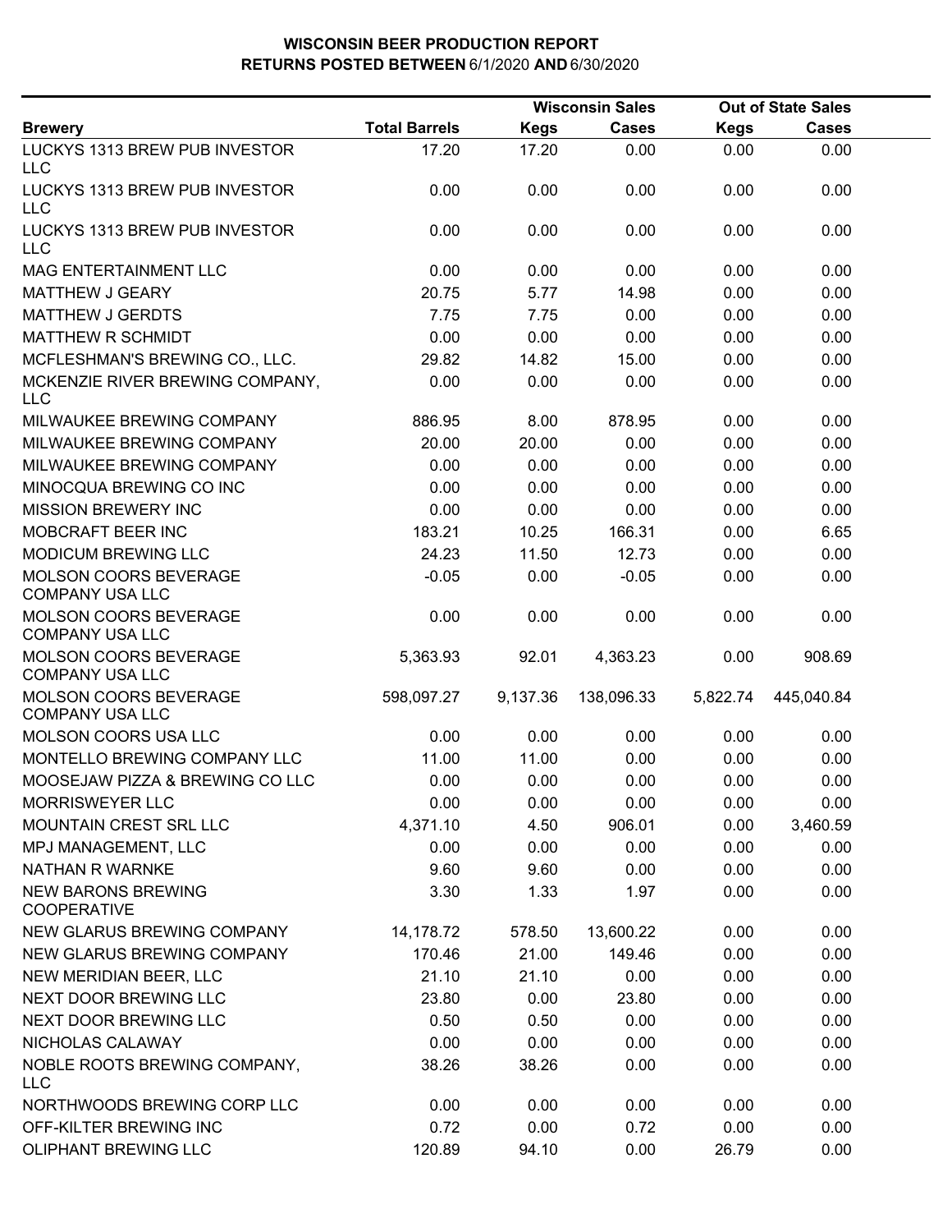**WISCONSIN BEER PRODUCTION REPORT**
**RETURNS POSTED BETWEEN 6/1/2020 AND 6/30/2020**

| Brewery | Total Barrels | Wisconsin Sales Kegs | Wisconsin Sales Cases | Out of State Sales Kegs | Out of State Sales Cases |
|---|---|---|---|---|---|
| LUCKYS 1313 BREW PUB INVESTOR LLC | 17.20 | 17.20 | 0.00 | 0.00 | 0.00 |
| LUCKYS 1313 BREW PUB INVESTOR LLC | 0.00 | 0.00 | 0.00 | 0.00 | 0.00 |
| LUCKYS 1313 BREW PUB INVESTOR LLC | 0.00 | 0.00 | 0.00 | 0.00 | 0.00 |
| MAG ENTERTAINMENT LLC | 0.00 | 0.00 | 0.00 | 0.00 | 0.00 |
| MATTHEW J GEARY | 20.75 | 5.77 | 14.98 | 0.00 | 0.00 |
| MATTHEW J GERDTS | 7.75 | 7.75 | 0.00 | 0.00 | 0.00 |
| MATTHEW R SCHMIDT | 0.00 | 0.00 | 0.00 | 0.00 | 0.00 |
| MCFLESHMAN'S BREWING CO., LLC. | 29.82 | 14.82 | 15.00 | 0.00 | 0.00 |
| MCKENZIE RIVER BREWING COMPANY, LLC | 0.00 | 0.00 | 0.00 | 0.00 | 0.00 |
| MILWAUKEE BREWING COMPANY | 886.95 | 8.00 | 878.95 | 0.00 | 0.00 |
| MILWAUKEE BREWING COMPANY | 20.00 | 20.00 | 0.00 | 0.00 | 0.00 |
| MILWAUKEE BREWING COMPANY | 0.00 | 0.00 | 0.00 | 0.00 | 0.00 |
| MINOCQUA BREWING CO INC | 0.00 | 0.00 | 0.00 | 0.00 | 0.00 |
| MISSION BREWERY INC | 0.00 | 0.00 | 0.00 | 0.00 | 0.00 |
| MOBCRAFT BEER INC | 183.21 | 10.25 | 166.31 | 0.00 | 6.65 |
| MODICUM BREWING LLC | 24.23 | 11.50 | 12.73 | 0.00 | 0.00 |
| MOLSON COORS BEVERAGE COMPANY USA LLC | -0.05 | 0.00 | -0.05 | 0.00 | 0.00 |
| MOLSON COORS BEVERAGE COMPANY USA LLC | 0.00 | 0.00 | 0.00 | 0.00 | 0.00 |
| MOLSON COORS BEVERAGE COMPANY USA LLC | 5,363.93 | 92.01 | 4,363.23 | 0.00 | 908.69 |
| MOLSON COORS BEVERAGE COMPANY USA LLC | 598,097.27 | 9,137.36 | 138,096.33 | 5,822.74 | 445,040.84 |
| MOLSON COORS USA LLC | 0.00 | 0.00 | 0.00 | 0.00 | 0.00 |
| MONTELLO BREWING COMPANY LLC | 11.00 | 11.00 | 0.00 | 0.00 | 0.00 |
| MOOSEJAW PIZZA & BREWING CO LLC | 0.00 | 0.00 | 0.00 | 0.00 | 0.00 |
| MORRISWEYER LLC | 0.00 | 0.00 | 0.00 | 0.00 | 0.00 |
| MOUNTAIN CREST SRL LLC | 4,371.10 | 4.50 | 906.01 | 0.00 | 3,460.59 |
| MPJ MANAGEMENT, LLC | 0.00 | 0.00 | 0.00 | 0.00 | 0.00 |
| NATHAN R WARNKE | 9.60 | 9.60 | 0.00 | 0.00 | 0.00 |
| NEW BARONS BREWING COOPERATIVE | 3.30 | 1.33 | 1.97 | 0.00 | 0.00 |
| NEW GLARUS BREWING COMPANY | 14,178.72 | 578.50 | 13,600.22 | 0.00 | 0.00 |
| NEW GLARUS BREWING COMPANY | 170.46 | 21.00 | 149.46 | 0.00 | 0.00 |
| NEW MERIDIAN BEER, LLC | 21.10 | 21.10 | 0.00 | 0.00 | 0.00 |
| NEXT DOOR BREWING LLC | 23.80 | 0.00 | 23.80 | 0.00 | 0.00 |
| NEXT DOOR BREWING LLC | 0.50 | 0.50 | 0.00 | 0.00 | 0.00 |
| NICHOLAS CALAWAY | 0.00 | 0.00 | 0.00 | 0.00 | 0.00 |
| NOBLE ROOTS BREWING COMPANY, LLC | 38.26 | 38.26 | 0.00 | 0.00 | 0.00 |
| NORTHWOODS BREWING CORP LLC | 0.00 | 0.00 | 0.00 | 0.00 | 0.00 |
| OFF-KILTER BREWING INC | 0.72 | 0.00 | 0.72 | 0.00 | 0.00 |
| OLIPHANT BREWING LLC | 120.89 | 94.10 | 0.00 | 26.79 | 0.00 |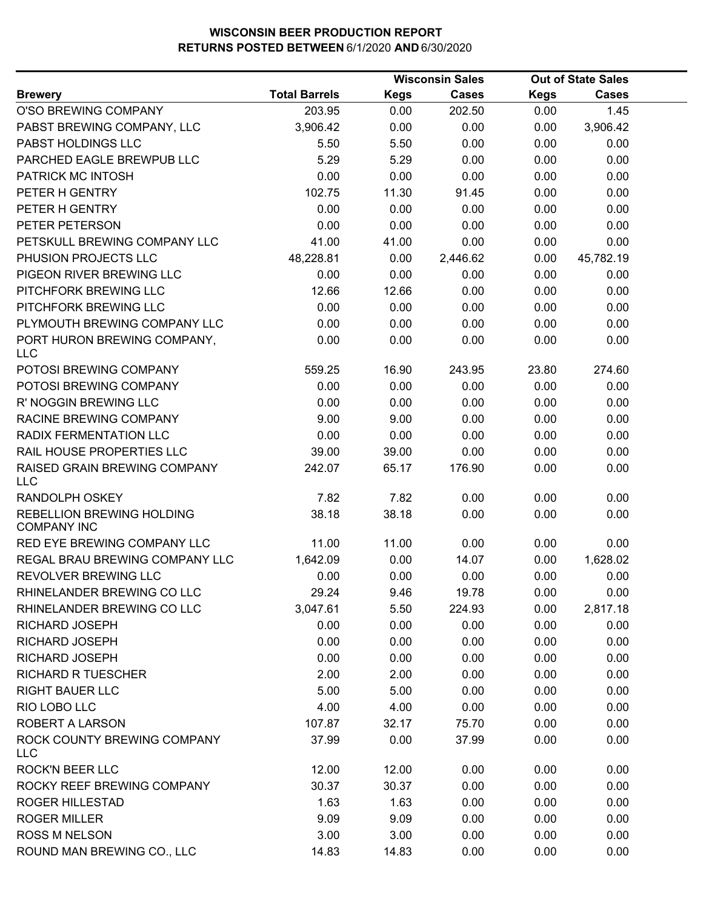**WISCONSIN BEER PRODUCTION REPORT**
**RETURNS POSTED BETWEEN 6/1/2020 AND 6/30/2020**

| Brewery | Total Barrels | Wisconsin Sales Kegs | Wisconsin Sales Cases | Out of State Sales Kegs | Out of State Sales Cases |
|---|---|---|---|---|---|
| O'SO BREWING COMPANY | 203.95 | 0.00 | 202.50 | 0.00 | 1.45 |
| PABST BREWING COMPANY, LLC | 3,906.42 | 0.00 | 0.00 | 0.00 | 3,906.42 |
| PABST HOLDINGS LLC | 5.50 | 5.50 | 0.00 | 0.00 | 0.00 |
| PARCHED EAGLE BREWPUB LLC | 5.29 | 5.29 | 0.00 | 0.00 | 0.00 |
| PATRICK MC INTOSH | 0.00 | 0.00 | 0.00 | 0.00 | 0.00 |
| PETER H GENTRY | 102.75 | 11.30 | 91.45 | 0.00 | 0.00 |
| PETER H GENTRY | 0.00 | 0.00 | 0.00 | 0.00 | 0.00 |
| PETER PETERSON | 0.00 | 0.00 | 0.00 | 0.00 | 0.00 |
| PETSKULL BREWING COMPANY LLC | 41.00 | 41.00 | 0.00 | 0.00 | 0.00 |
| PHUSION PROJECTS LLC | 48,228.81 | 0.00 | 2,446.62 | 0.00 | 45,782.19 |
| PIGEON RIVER BREWING LLC | 0.00 | 0.00 | 0.00 | 0.00 | 0.00 |
| PITCHFORK BREWING LLC | 12.66 | 12.66 | 0.00 | 0.00 | 0.00 |
| PITCHFORK BREWING LLC | 0.00 | 0.00 | 0.00 | 0.00 | 0.00 |
| PLYMOUTH BREWING COMPANY LLC | 0.00 | 0.00 | 0.00 | 0.00 | 0.00 |
| PORT HURON BREWING COMPANY, LLC | 0.00 | 0.00 | 0.00 | 0.00 | 0.00 |
| POTOSI BREWING COMPANY | 559.25 | 16.90 | 243.95 | 23.80 | 274.60 |
| POTOSI BREWING COMPANY | 0.00 | 0.00 | 0.00 | 0.00 | 0.00 |
| R' NOGGIN BREWING LLC | 0.00 | 0.00 | 0.00 | 0.00 | 0.00 |
| RACINE BREWING COMPANY | 9.00 | 9.00 | 0.00 | 0.00 | 0.00 |
| RADIX FERMENTATION LLC | 0.00 | 0.00 | 0.00 | 0.00 | 0.00 |
| RAIL HOUSE PROPERTIES LLC | 39.00 | 39.00 | 0.00 | 0.00 | 0.00 |
| RAISED GRAIN BREWING COMPANY LLC | 242.07 | 65.17 | 176.90 | 0.00 | 0.00 |
| RANDOLPH OSKEY | 7.82 | 7.82 | 0.00 | 0.00 | 0.00 |
| REBELLION BREWING HOLDING COMPANY INC | 38.18 | 38.18 | 0.00 | 0.00 | 0.00 |
| RED EYE BREWING COMPANY LLC | 11.00 | 11.00 | 0.00 | 0.00 | 0.00 |
| REGAL BRAU BREWING COMPANY LLC | 1,642.09 | 0.00 | 14.07 | 0.00 | 1,628.02 |
| REVOLVER BREWING LLC | 0.00 | 0.00 | 0.00 | 0.00 | 0.00 |
| RHINELANDER BREWING CO LLC | 29.24 | 9.46 | 19.78 | 0.00 | 0.00 |
| RHINELANDER BREWING CO LLC | 3,047.61 | 5.50 | 224.93 | 0.00 | 2,817.18 |
| RICHARD JOSEPH | 0.00 | 0.00 | 0.00 | 0.00 | 0.00 |
| RICHARD JOSEPH | 0.00 | 0.00 | 0.00 | 0.00 | 0.00 |
| RICHARD JOSEPH | 0.00 | 0.00 | 0.00 | 0.00 | 0.00 |
| RICHARD R TUESCHER | 2.00 | 2.00 | 0.00 | 0.00 | 0.00 |
| RIGHT BAUER LLC | 5.00 | 5.00 | 0.00 | 0.00 | 0.00 |
| RIO LOBO LLC | 4.00 | 4.00 | 0.00 | 0.00 | 0.00 |
| ROBERT A LARSON | 107.87 | 32.17 | 75.70 | 0.00 | 0.00 |
| ROCK COUNTY BREWING COMPANY LLC | 37.99 | 0.00 | 37.99 | 0.00 | 0.00 |
| ROCK'N BEER LLC | 12.00 | 12.00 | 0.00 | 0.00 | 0.00 |
| ROCKY REEF BREWING COMPANY | 30.37 | 30.37 | 0.00 | 0.00 | 0.00 |
| ROGER HILLESTAD | 1.63 | 1.63 | 0.00 | 0.00 | 0.00 |
| ROGER MILLER | 9.09 | 9.09 | 0.00 | 0.00 | 0.00 |
| ROSS M NELSON | 3.00 | 3.00 | 0.00 | 0.00 | 0.00 |
| ROUND MAN BREWING CO., LLC | 14.83 | 14.83 | 0.00 | 0.00 | 0.00 |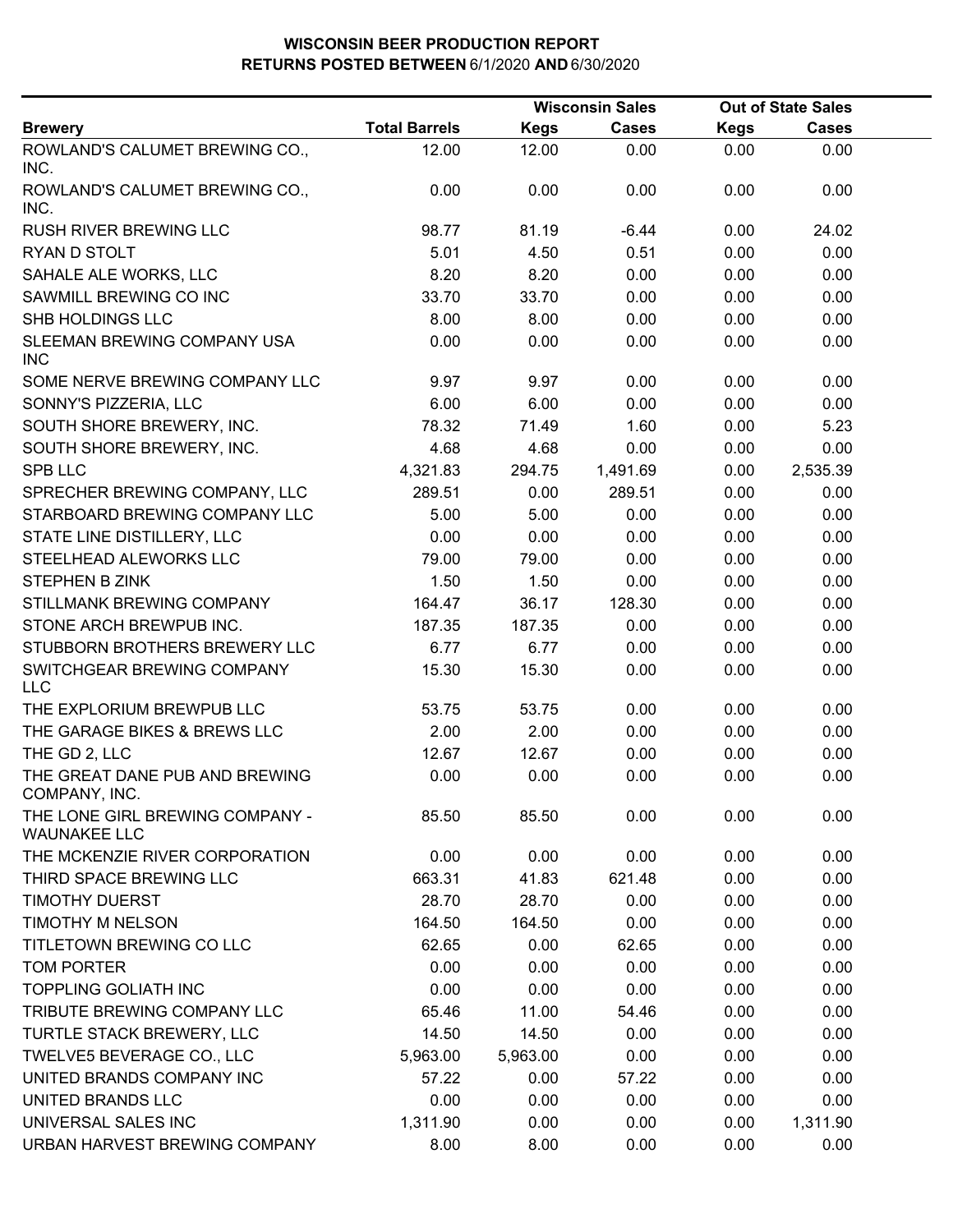**WISCONSIN BEER PRODUCTION REPORT**
**RETURNS POSTED BETWEEN 6/1/2020 AND 6/30/2020**

| | | Wisconsin Sales | | Out of State Sales | |
|---|---|---|---|---|---|
| **Brewery** | **Total Barrels** | **Kegs** | **Cases** | **Kegs** | **Cases** |
| ROWLAND'S CALUMET BREWING CO., INC. | 12.00 | 12.00 | 0.00 | 0.00 | 0.00 |
| ROWLAND'S CALUMET BREWING CO., INC. | 0.00 | 0.00 | 0.00 | 0.00 | 0.00 |
| RUSH RIVER BREWING LLC | 98.77 | 81.19 | -6.44 | 0.00 | 24.02 |
| RYAN D STOLT | 5.01 | 4.50 | 0.51 | 0.00 | 0.00 |
| SAHALE ALE WORKS, LLC | 8.20 | 8.20 | 0.00 | 0.00 | 0.00 |
| SAWMILL BREWING CO INC | 33.70 | 33.70 | 0.00 | 0.00 | 0.00 |
| SHB HOLDINGS LLC | 8.00 | 8.00 | 0.00 | 0.00 | 0.00 |
| SLEEMAN BREWING COMPANY USA INC | 0.00 | 0.00 | 0.00 | 0.00 | 0.00 |
| SOME NERVE BREWING COMPANY LLC | 9.97 | 9.97 | 0.00 | 0.00 | 0.00 |
| SONNY'S PIZZERIA, LLC | 6.00 | 6.00 | 0.00 | 0.00 | 0.00 |
| SOUTH SHORE BREWERY, INC. | 78.32 | 71.49 | 1.60 | 0.00 | 5.23 |
| SOUTH SHORE BREWERY, INC. | 4.68 | 4.68 | 0.00 | 0.00 | 0.00 |
| SPB LLC | 4,321.83 | 294.75 | 1,491.69 | 0.00 | 2,535.39 |
| SPRECHER BREWING COMPANY, LLC | 289.51 | 0.00 | 289.51 | 0.00 | 0.00 |
| STARBOARD BREWING COMPANY LLC | 5.00 | 5.00 | 0.00 | 0.00 | 0.00 |
| STATE LINE DISTILLERY, LLC | 0.00 | 0.00 | 0.00 | 0.00 | 0.00 |
| STEELHEAD ALEWORKS LLC | 79.00 | 79.00 | 0.00 | 0.00 | 0.00 |
| STEPHEN B ZINK | 1.50 | 1.50 | 0.00 | 0.00 | 0.00 |
| STILLMANK BREWING COMPANY | 164.47 | 36.17 | 128.30 | 0.00 | 0.00 |
| STONE ARCH BREWPUB INC. | 187.35 | 187.35 | 0.00 | 0.00 | 0.00 |
| STUBBORN BROTHERS BREWERY LLC | 6.77 | 6.77 | 0.00 | 0.00 | 0.00 |
| SWITCHGEAR BREWING COMPANY LLC | 15.30 | 15.30 | 0.00 | 0.00 | 0.00 |
| THE EXPLORIUM BREWPUB LLC | 53.75 | 53.75 | 0.00 | 0.00 | 0.00 |
| THE GARAGE BIKES & BREWS LLC | 2.00 | 2.00 | 0.00 | 0.00 | 0.00 |
| THE GD 2, LLC | 12.67 | 12.67 | 0.00 | 0.00 | 0.00 |
| THE GREAT DANE PUB AND BREWING COMPANY, INC. | 0.00 | 0.00 | 0.00 | 0.00 | 0.00 |
| THE LONE GIRL BREWING COMPANY - WAUNAKEE LLC | 85.50 | 85.50 | 0.00 | 0.00 | 0.00 |
| THE MCKENZIE RIVER CORPORATION | 0.00 | 0.00 | 0.00 | 0.00 | 0.00 |
| THIRD SPACE BREWING LLC | 663.31 | 41.83 | 621.48 | 0.00 | 0.00 |
| TIMOTHY DUERST | 28.70 | 28.70 | 0.00 | 0.00 | 0.00 |
| TIMOTHY M NELSON | 164.50 | 164.50 | 0.00 | 0.00 | 0.00 |
| TITLETOWN BREWING CO LLC | 62.65 | 0.00 | 62.65 | 0.00 | 0.00 |
| TOM PORTER | 0.00 | 0.00 | 0.00 | 0.00 | 0.00 |
| TOPPLING GOLIATH INC | 0.00 | 0.00 | 0.00 | 0.00 | 0.00 |
| TRIBUTE BREWING COMPANY LLC | 65.46 | 11.00 | 54.46 | 0.00 | 0.00 |
| TURTLE STACK BREWERY, LLC | 14.50 | 14.50 | 0.00 | 0.00 | 0.00 |
| TWELVE5 BEVERAGE CO., LLC | 5,963.00 | 5,963.00 | 0.00 | 0.00 | 0.00 |
| UNITED BRANDS COMPANY INC | 57.22 | 0.00 | 57.22 | 0.00 | 0.00 |
| UNITED BRANDS LLC | 0.00 | 0.00 | 0.00 | 0.00 | 0.00 |
| UNIVERSAL SALES INC | 1,311.90 | 0.00 | 0.00 | 0.00 | 1,311.90 |
| URBAN HARVEST BREWING COMPANY | 8.00 | 8.00 | 0.00 | 0.00 | 0.00 |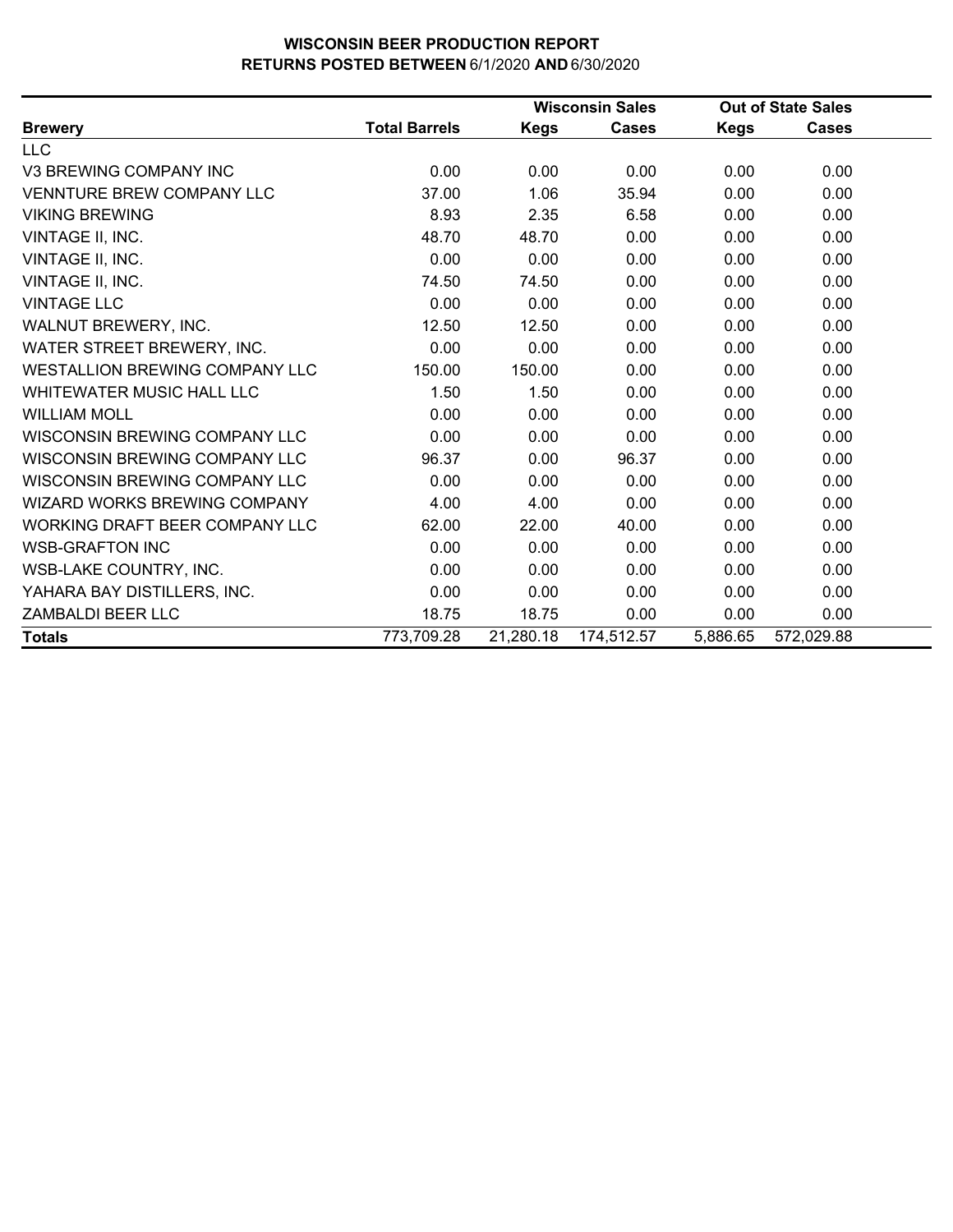**WISCONSIN BEER PRODUCTION REPORT**
**RETURNS POSTED BETWEEN 6/1/2020 AND 6/30/2020**

| | | Wisconsin Sales | | Out of State Sales | |
|---|---|---|---|---|---|
| **Brewery** | **Total Barrels** | **Kegs** | **Cases** | **Kegs** | **Cases** |
| LLC | | | | | |
| V3 BREWING COMPANY INC | 0.00 | 0.00 | 0.00 | 0.00 | 0.00 |
| VENNTURE BREW COMPANY LLC | 37.00 | 1.06 | 35.94 | 0.00 | 0.00 |
| VIKING BREWING | 8.93 | 2.35 | 6.58 | 0.00 | 0.00 |
| VINTAGE II, INC. | 48.70 | 48.70 | 0.00 | 0.00 | 0.00 |
| VINTAGE II, INC. | 0.00 | 0.00 | 0.00 | 0.00 | 0.00 |
| VINTAGE II, INC. | 74.50 | 74.50 | 0.00 | 0.00 | 0.00 |
| VINTAGE LLC | 0.00 | 0.00 | 0.00 | 0.00 | 0.00 |
| WALNUT BREWERY, INC. | 12.50 | 12.50 | 0.00 | 0.00 | 0.00 |
| WATER STREET BREWERY, INC. | 0.00 | 0.00 | 0.00 | 0.00 | 0.00 |
| WESTALLION BREWING COMPANY LLC | 150.00 | 150.00 | 0.00 | 0.00 | 0.00 |
| WHITEWATER MUSIC HALL LLC | 1.50 | 1.50 | 0.00 | 0.00 | 0.00 |
| WILLIAM MOLL | 0.00 | 0.00 | 0.00 | 0.00 | 0.00 |
| WISCONSIN BREWING COMPANY LLC | 0.00 | 0.00 | 0.00 | 0.00 | 0.00 |
| WISCONSIN BREWING COMPANY LLC | 96.37 | 0.00 | 96.37 | 0.00 | 0.00 |
| WISCONSIN BREWING COMPANY LLC | 0.00 | 0.00 | 0.00 | 0.00 | 0.00 |
| WIZARD WORKS BREWING COMPANY | 4.00 | 4.00 | 0.00 | 0.00 | 0.00 |
| WORKING DRAFT BEER COMPANY LLC | 62.00 | 22.00 | 40.00 | 0.00 | 0.00 |
| WSB-GRAFTON INC | 0.00 | 0.00 | 0.00 | 0.00 | 0.00 |
| WSB-LAKE COUNTRY, INC. | 0.00 | 0.00 | 0.00 | 0.00 | 0.00 |
| YAHARA BAY DISTILLERS, INC. | 0.00 | 0.00 | 0.00 | 0.00 | 0.00 |
| ZAMBALDI BEER LLC | 18.75 | 18.75 | 0.00 | 0.00 | 0.00 |
| **Totals** | 773,709.28 | 21,280.18 | 174,512.57 | 5,886.65 | 572,029.88 |